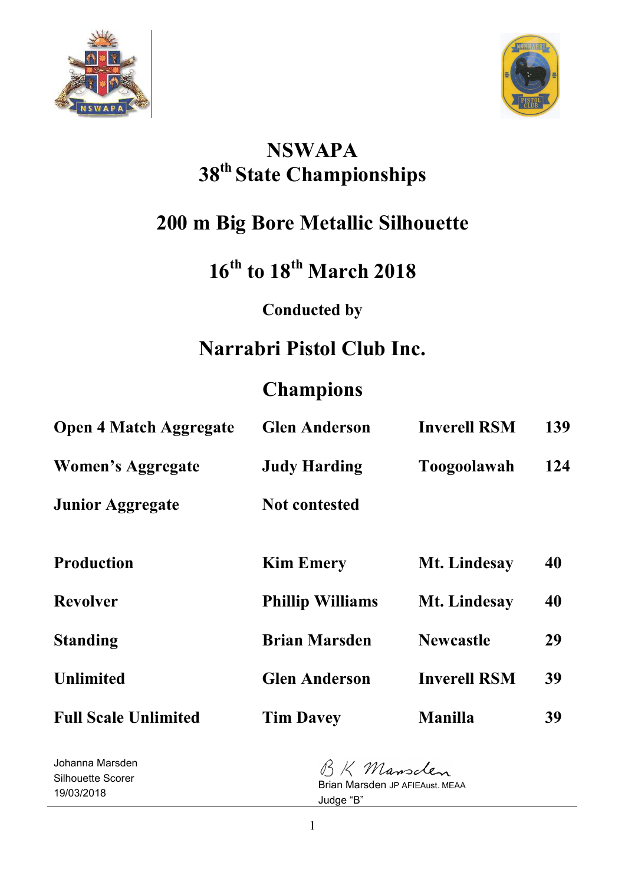# NSWAPA
# 38th State Championships

## 200 m Big Bore Metallic Silhouette

## 16th to 18th March 2018

**Conducted by**

## Narrabri Pistol Club Inc.

## Champions

| | | | |
|---|---|---|---|
| **Open 4 Match Aggregate** | **Glen Anderson** | **Inverell RSM** | **139** |
| **Women's Aggregate** | **Judy Harding** | **Toogoolawah** | **124** |
| **Junior Aggregate** | **Not contested** | | |
| | | | |
| **Production** | **Kim Emery** | **Mt. Lindesay** | **40** |
| **Revolver** | **Phillip Williams** | **Mt. Lindesay** | **40** |
| **Standing** | **Brian Marsden** | **Newcastle** | **29** |
| **Unlimited** | **Glen Anderson** | **Inverell RSM** | **39** |
| **Full Scale Unlimited** | **Tim Davey** | **Manilla** | **39** |

Johanna Marsden
Silhouette Scorer
19/03/2018

B K Marsden
Brian Marsden JP AFIEAust. MEAA
Judge "B"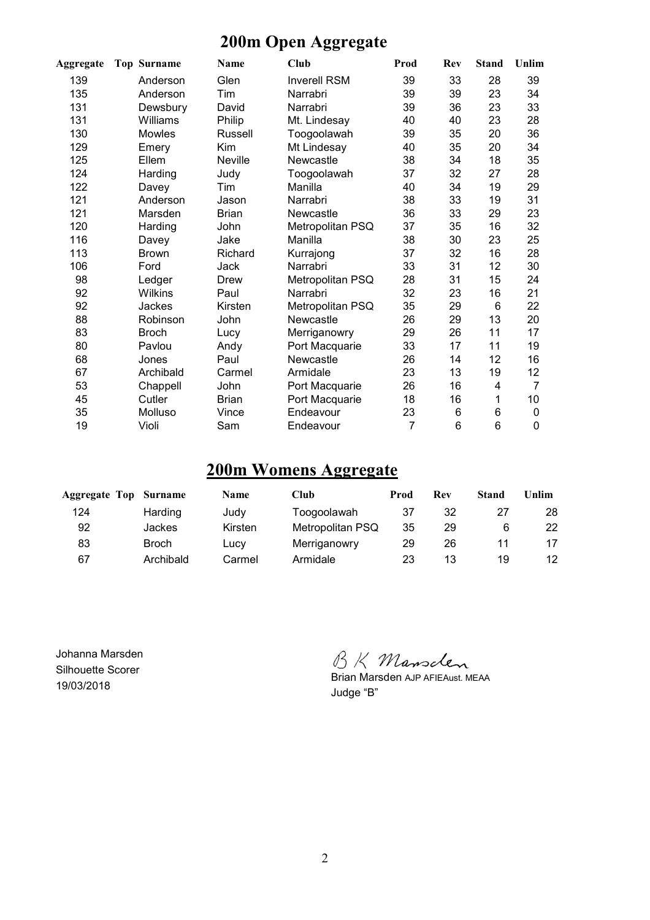# 200m Open Aggregate

| Aggregate | Top | Surname | Name | Club | Prod | Rev | Stand | Unlim |
|---|---|---|---|---|---|---|---|---|
| 139 | | Anderson | Glen | Inverell RSM | 39 | 33 | 28 | 39 |
| 135 | | Anderson | Tim | Narrabri | 39 | 39 | 23 | 34 |
| 131 | | Dewsbury | David | Narrabri | 39 | 36 | 23 | 33 |
| 131 | | Williams | Philip | Mt. Lindesay | 40 | 40 | 23 | 28 |
| 130 | | Mowles | Russell | Toogoolawah | 39 | 35 | 20 | 36 |
| 129 | | Emery | Kim | Mt Lindesay | 40 | 35 | 20 | 34 |
| 125 | | Ellem | Neville | Newcastle | 38 | 34 | 18 | 35 |
| 124 | | Harding | Judy | Toogoolawah | 37 | 32 | 27 | 28 |
| 122 | | Davey | Tim | Manilla | 40 | 34 | 19 | 29 |
| 121 | | Anderson | Jason | Narrabri | 38 | 33 | 19 | 31 |
| 121 | | Marsden | Brian | Newcastle | 36 | 33 | 29 | 23 |
| 120 | | Harding | John | Metropolitan PSQ | 37 | 35 | 16 | 32 |
| 116 | | Davey | Jake | Manilla | 38 | 30 | 23 | 25 |
| 113 | | Brown | Richard | Kurrajong | 37 | 32 | 16 | 28 |
| 106 | | Ford | Jack | Narrabri | 33 | 31 | 12 | 30 |
| 98 | | Ledger | Drew | Metropolitan PSQ | 28 | 31 | 15 | 24 |
| 92 | | Wilkins | Paul | Narrabri | 32 | 23 | 16 | 21 |
| 92 | | Jackes | Kirsten | Metropolitan PSQ | 35 | 29 | 6 | 22 |
| 88 | | Robinson | John | Newcastle | 26 | 29 | 13 | 20 |
| 83 | | Broch | Lucy | Merriganowry | 29 | 26 | 11 | 17 |
| 80 | | Pavlou | Andy | Port Macquarie | 33 | 17 | 11 | 19 |
| 68 | | Jones | Paul | Newcastle | 26 | 14 | 12 | 16 |
| 67 | | Archibald | Carmel | Armidale | 23 | 13 | 19 | 12 |
| 53 | | Chappell | John | Port Macquarie | 26 | 16 | 4 | 7 |
| 45 | | Cutler | Brian | Port Macquarie | 18 | 16 | 1 | 10 |
| 35 | | Molluso | Vince | Endeavour | 23 | 6 | 6 | 0 |
| 19 | | Violi | Sam | Endeavour | 7 | 6 | 6 | 0 |

# 200m Womens Aggregate

| Aggregate | Top | Surname | Name | Club | Prod | Rev | Stand | Unlim |
|---|---|---|---|---|---|---|---|---|
| 124 | | Harding | Judy | Toogoolawah | 37 | 32 | 27 | 28 |
| 92 | | Jackes | Kirsten | Metropolitan PSQ | 35 | 29 | 6 | 22 |
| 83 | | Broch | Lucy | Merriganowry | 29 | 26 | 11 | 17 |
| 67 | | Archibald | Carmel | Armidale | 23 | 13 | 19 | 12 |

Johanna Marsden
Silhouette Scorer
19/03/2018

B K Marsden
Brian Marsden AJP AFIEAust. MEAA
Judge "B"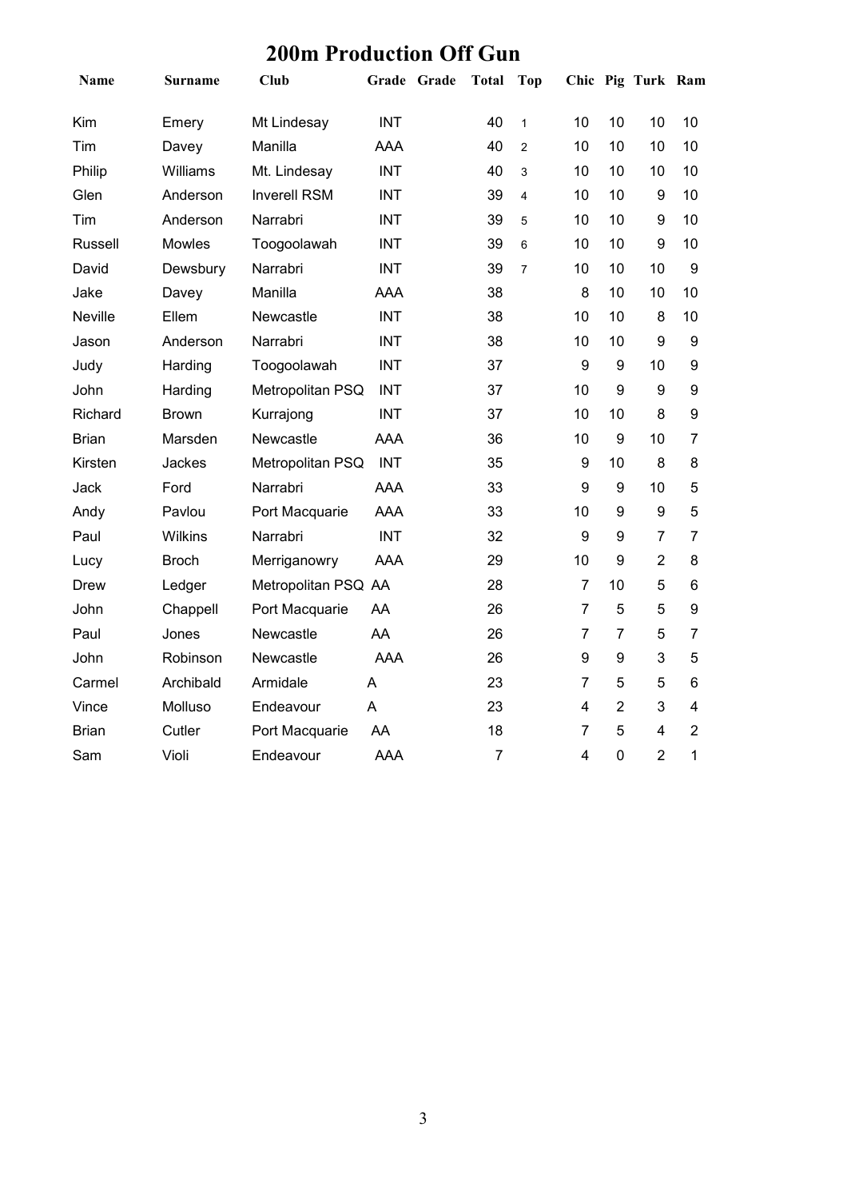# 200m Production Off Gun

| Name | Surname | Club | Grade | Grade | Total | Top | Chic | Pig | Turk | Ram |
|---|---|---|---|---|---|---|---|---|---|---|
| Kim | Emery | Mt Lindesay | INT | | 40 | 1 | 10 | 10 | 10 | 10 |
| Tim | Davey | Manilla | AAA | | 40 | 2 | 10 | 10 | 10 | 10 |
| Philip | Williams | Mt. Lindesay | INT | | 40 | 3 | 10 | 10 | 10 | 10 |
| Glen | Anderson | Inverell RSM | INT | | 39 | 4 | 10 | 10 | 9 | 10 |
| Tim | Anderson | Narrabri | INT | | 39 | 5 | 10 | 10 | 9 | 10 |
| Russell | Mowles | Toogoolawah | INT | | 39 | 6 | 10 | 10 | 9 | 10 |
| David | Dewsbury | Narrabri | INT | | 39 | 7 | 10 | 10 | 10 | 9 |
| Jake | Davey | Manilla | AAA | | 38 | | 8 | 10 | 10 | 10 |
| Neville | Ellem | Newcastle | INT | | 38 | | 10 | 10 | 8 | 10 |
| Jason | Anderson | Narrabri | INT | | 38 | | 10 | 10 | 9 | 9 |
| Judy | Harding | Toogoolawah | INT | | 37 | | 9 | 9 | 10 | 9 |
| John | Harding | Metropolitan PSQ | INT | | 37 | | 10 | 9 | 9 | 9 |
| Richard | Brown | Kurrajong | INT | | 37 | | 10 | 10 | 8 | 9 |
| Brian | Marsden | Newcastle | AAA | | 36 | | 10 | 9 | 10 | 7 |
| Kirsten | Jackes | Metropolitan PSQ | INT | | 35 | | 9 | 10 | 8 | 8 |
| Jack | Ford | Narrabri | AAA | | 33 | | 9 | 9 | 10 | 5 |
| Andy | Pavlou | Port Macquarie | AAA | | 33 | | 10 | 9 | 9 | 5 |
| Paul | Wilkins | Narrabri | INT | | 32 | | 9 | 9 | 7 | 7 |
| Lucy | Broch | Merriganowry | AAA | | 29 | | 10 | 9 | 2 | 8 |
| Drew | Ledger | Metropolitan PSQ | AA | | 28 | | 7 | 10 | 5 | 6 |
| John | Chappell | Port Macquarie | AA | | 26 | | 7 | 5 | 5 | 9 |
| Paul | Jones | Newcastle | AA | | 26 | | 7 | 7 | 5 | 7 |
| John | Robinson | Newcastle | AAA | | 26 | | 9 | 9 | 3 | 5 |
| Carmel | Archibald | Armidale | A | | 23 | | 7 | 5 | 5 | 6 |
| Vince | Molluso | Endeavour | A | | 23 | | 4 | 2 | 3 | 4 |
| Brian | Cutler | Port Macquarie | AA | | 18 | | 7 | 5 | 4 | 2 |
| Sam | Violi | Endeavour | AAA | | 7 | | 4 | 0 | 2 | 1 |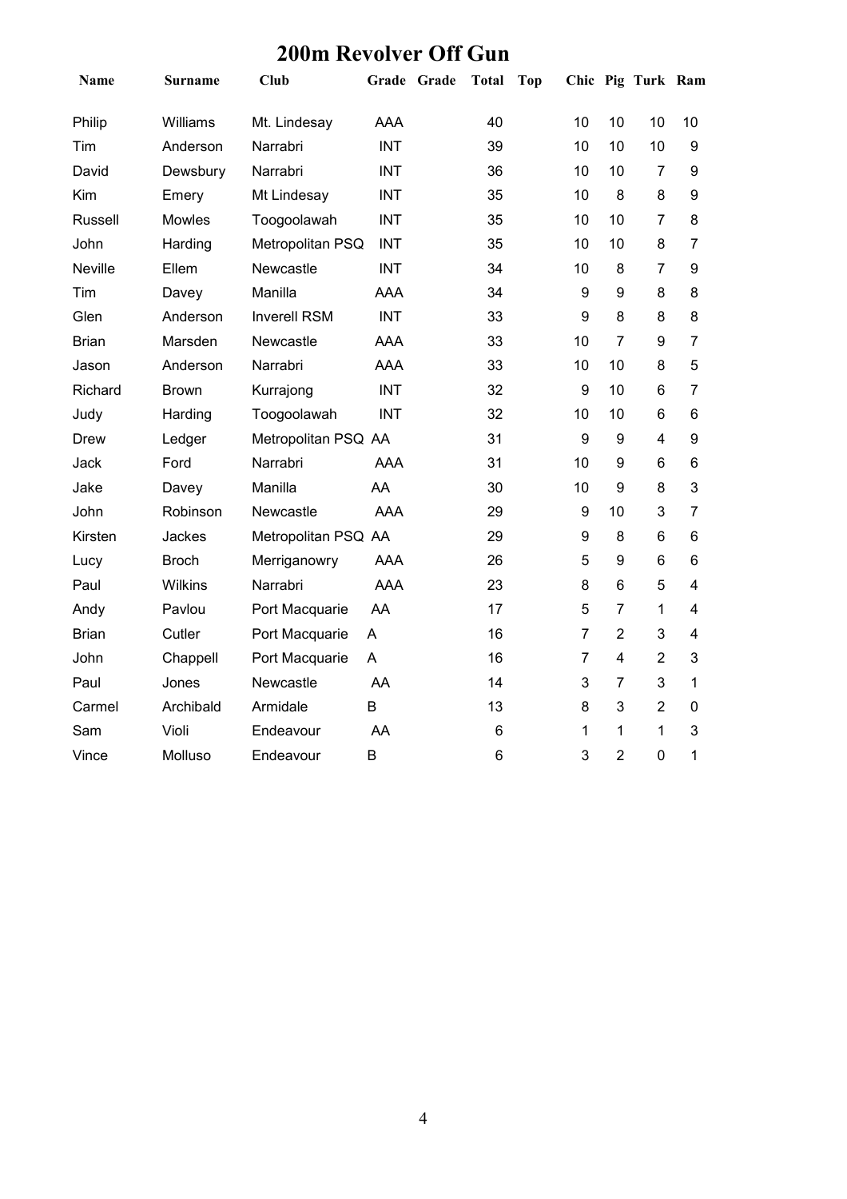# 200m Revolver Off Gun

| Name | Surname | Club | Grade | Grade | Total | Top | Chic | Pig | Turk | Ram |
|---|---|---|---|---|---|---|---|---|---|---|
| Philip | Williams | Mt. Lindesay | AAA | | 40 | | 10 | 10 | 10 | 10 |
| Tim | Anderson | Narrabri | INT | | 39 | | 10 | 10 | 10 | 9 |
| David | Dewsbury | Narrabri | INT | | 36 | | 10 | 10 | 7 | 9 |
| Kim | Emery | Mt Lindesay | INT | | 35 | | 10 | 8 | 8 | 9 |
| Russell | Mowles | Toogoolawah | INT | | 35 | | 10 | 10 | 7 | 8 |
| John | Harding | Metropolitan PSQ | INT | | 35 | | 10 | 10 | 8 | 7 |
| Neville | Ellem | Newcastle | INT | | 34 | | 10 | 8 | 7 | 9 |
| Tim | Davey | Manilla | AAA | | 34 | | 9 | 9 | 8 | 8 |
| Glen | Anderson | Inverell RSM | INT | | 33 | | 9 | 8 | 8 | 8 |
| Brian | Marsden | Newcastle | AAA | | 33 | | 10 | 7 | 9 | 7 |
| Jason | Anderson | Narrabri | AAA | | 33 | | 10 | 10 | 8 | 5 |
| Richard | Brown | Kurrajong | INT | | 32 | | 9 | 10 | 6 | 7 |
| Judy | Harding | Toogoolawah | INT | | 32 | | 10 | 10 | 6 | 6 |
| Drew | Ledger | Metropolitan PSQ | AA | | 31 | | 9 | 9 | 4 | 9 |
| Jack | Ford | Narrabri | AAA | | 31 | | 10 | 9 | 6 | 6 |
| Jake | Davey | Manilla | AA | | 30 | | 10 | 9 | 8 | 3 |
| John | Robinson | Newcastle | AAA | | 29 | | 9 | 10 | 3 | 7 |
| Kirsten | Jackes | Metropolitan PSQ | AA | | 29 | | 9 | 8 | 6 | 6 |
| Lucy | Broch | Merriganowry | AAA | | 26 | | 5 | 9 | 6 | 6 |
| Paul | Wilkins | Narrabri | AAA | | 23 | | 8 | 6 | 5 | 4 |
| Andy | Pavlou | Port Macquarie | AA | | 17 | | 5 | 7 | 1 | 4 |
| Brian | Cutler | Port Macquarie | A | | 16 | | 7 | 2 | 3 | 4 |
| John | Chappell | Port Macquarie | A | | 16 | | 7 | 4 | 2 | 3 |
| Paul | Jones | Newcastle | AA | | 14 | | 3 | 7 | 3 | 1 |
| Carmel | Archibald | Armidale | B | | 13 | | 8 | 3 | 2 | 0 |
| Sam | Violi | Endeavour | AA | | 6 | | 1 | 1 | 1 | 3 |
| Vince | Molluso | Endeavour | B | | 6 | | 3 | 2 | 0 | 1 |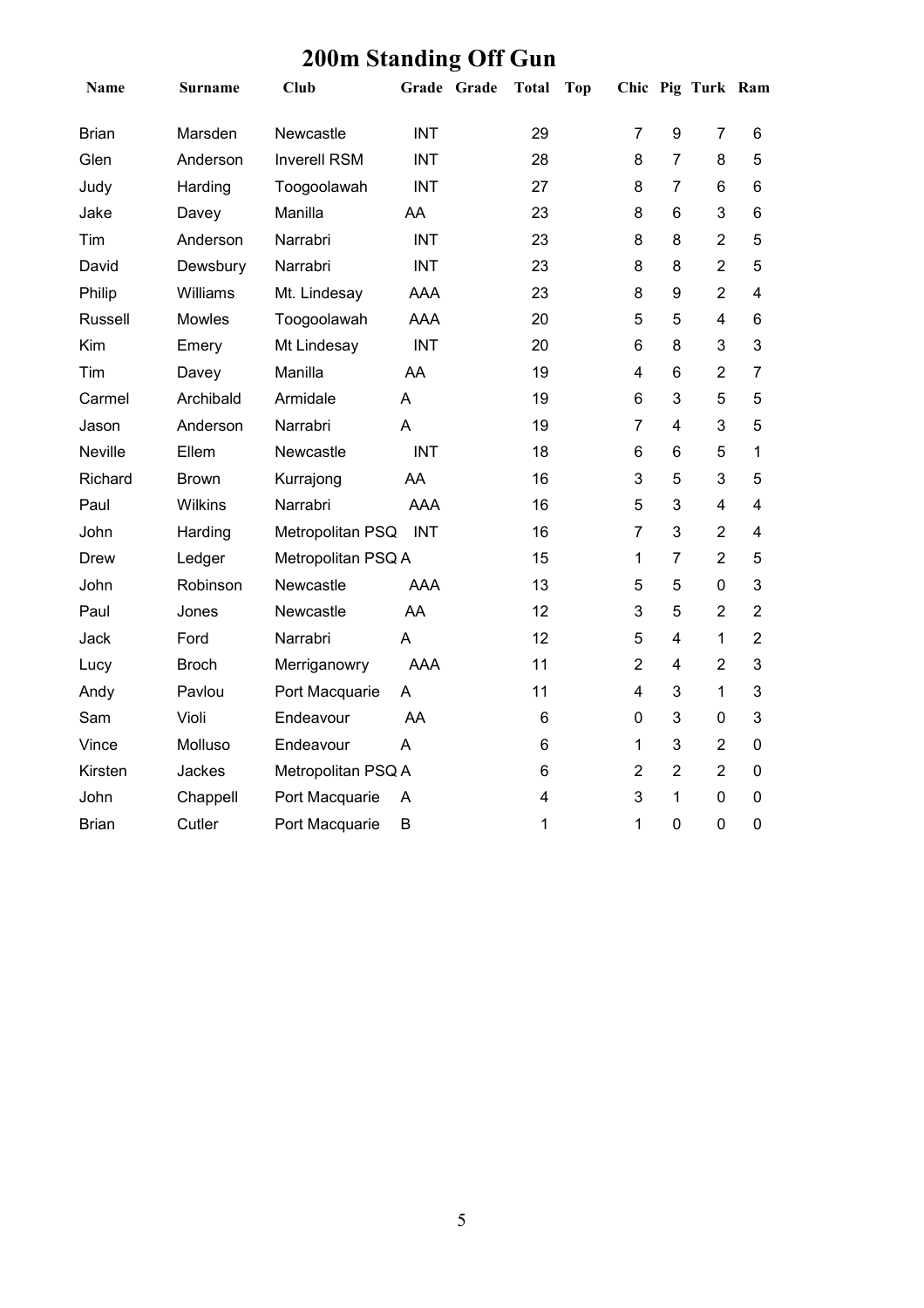# 200m Standing Off Gun

| Name | Surname | Club | Grade | Grade | Total | Top | Chic | Pig | Turk | Ram |
|---|---|---|---|---|---|---|---|---|---|---|
| Brian | Marsden | Newcastle | INT | | 29 | | 7 | 9 | 7 | 6 |
| Glen | Anderson | Inverell RSM | INT | | 28 | | 8 | 7 | 8 | 5 |
| Judy | Harding | Toogoolawah | INT | | 27 | | 8 | 7 | 6 | 6 |
| Jake | Davey | Manilla | AA | | 23 | | 8 | 6 | 3 | 6 |
| Tim | Anderson | Narrabri | INT | | 23 | | 8 | 8 | 2 | 5 |
| David | Dewsbury | Narrabri | INT | | 23 | | 8 | 8 | 2 | 5 |
| Philip | Williams | Mt. Lindesay | AAA | | 23 | | 8 | 9 | 2 | 4 |
| Russell | Mowles | Toogoolawah | AAA | | 20 | | 5 | 5 | 4 | 6 |
| Kim | Emery | Mt Lindesay | INT | | 20 | | 6 | 8 | 3 | 3 |
| Tim | Davey | Manilla | AA | | 19 | | 4 | 6 | 2 | 7 |
| Carmel | Archibald | Armidale | A | | 19 | | 6 | 3 | 5 | 5 |
| Jason | Anderson | Narrabri | A | | 19 | | 7 | 4 | 3 | 5 |
| Neville | Ellem | Newcastle | INT | | 18 | | 6 | 6 | 5 | 1 |
| Richard | Brown | Kurrajong | AA | | 16 | | 3 | 5 | 3 | 5 |
| Paul | Wilkins | Narrabri | AAA | | 16 | | 5 | 3 | 4 | 4 |
| John | Harding | Metropolitan PSQ | INT | | 16 | | 7 | 3 | 2 | 4 |
| Drew | Ledger | Metropolitan PSQ | A | | 15 | | 1 | 7 | 2 | 5 |
| John | Robinson | Newcastle | AAA | | 13 | | 5 | 5 | 0 | 3 |
| Paul | Jones | Newcastle | AA | | 12 | | 3 | 5 | 2 | 2 |
| Jack | Ford | Narrabri | A | | 12 | | 5 | 4 | 1 | 2 |
| Lucy | Broch | Merriganowry | AAA | | 11 | | 2 | 4 | 2 | 3 |
| Andy | Pavlou | Port Macquarie | A | | 11 | | 4 | 3 | 1 | 3 |
| Sam | Violi | Endeavour | AA | | 6 | | 0 | 3 | 0 | 3 |
| Vince | Molluso | Endeavour | A | | 6 | | 1 | 3 | 2 | 0 |
| Kirsten | Jackes | Metropolitan PSQ | A | | 6 | | 2 | 2 | 2 | 0 |
| John | Chappell | Port Macquarie | A | | 4 | | 3 | 1 | 0 | 0 |
| Brian | Cutler | Port Macquarie | B | | 1 | | 1 | 0 | 0 | 0 |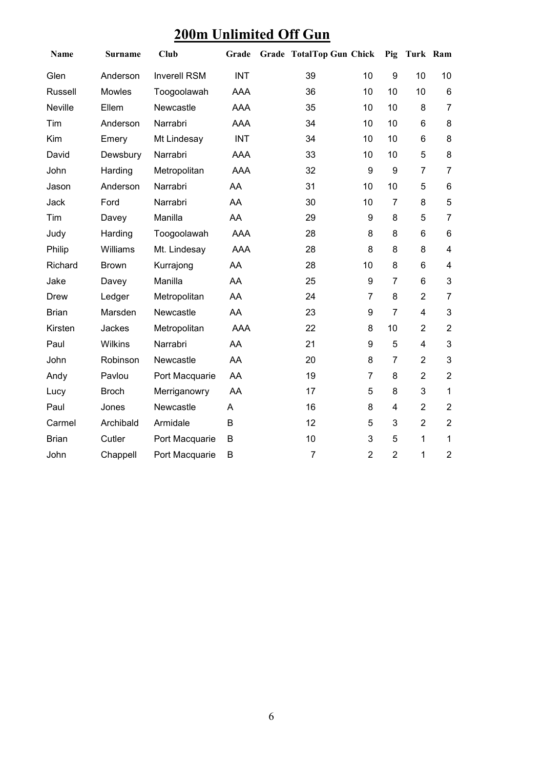## 200m Unlimited Off Gun

| Name | Surname | Club | Grade | Grade | Total | Top Gun | Chick | Pig | Turk | Ram |
|---|---|---|---|---|---|---|---|---|---|---|
| Glen | Anderson | Inverell RSM | INT | | 39 | | 10 | 9 | 10 | 10 |
| Russell | Mowles | Toogoolawah | AAA | | 36 | | 10 | 10 | 10 | 6 |
| Neville | Ellem | Newcastle | AAA | | 35 | | 10 | 10 | 8 | 7 |
| Tim | Anderson | Narrabri | AAA | | 34 | | 10 | 10 | 6 | 8 |
| Kim | Emery | Mt Lindesay | INT | | 34 | | 10 | 10 | 6 | 8 |
| David | Dewsbury | Narrabri | AAA | | 33 | | 10 | 10 | 5 | 8 |
| John | Harding | Metropolitan | AAA | | 32 | | 9 | 9 | 7 | 7 |
| Jason | Anderson | Narrabri | AA | | 31 | | 10 | 10 | 5 | 6 |
| Jack | Ford | Narrabri | AA | | 30 | | 10 | 7 | 8 | 5 |
| Tim | Davey | Manilla | AA | | 29 | | 9 | 8 | 5 | 7 |
| Judy | Harding | Toogoolawah | AAA | | 28 | | 8 | 8 | 6 | 6 |
| Philip | Williams | Mt. Lindesay | AAA | | 28 | | 8 | 8 | 8 | 4 |
| Richard | Brown | Kurrajong | AA | | 28 | | 10 | 8 | 6 | 4 |
| Jake | Davey | Manilla | AA | | 25 | | 9 | 7 | 6 | 3 |
| Drew | Ledger | Metropolitan | AA | | 24 | | 7 | 8 | 2 | 7 |
| Brian | Marsden | Newcastle | AA | | 23 | | 9 | 7 | 4 | 3 |
| Kirsten | Jackes | Metropolitan | AAA | | 22 | | 8 | 10 | 2 | 2 |
| Paul | Wilkins | Narrabri | AA | | 21 | | 9 | 5 | 4 | 3 |
| John | Robinson | Newcastle | AA | | 20 | | 8 | 7 | 2 | 3 |
| Andy | Pavlou | Port Macquarie | AA | | 19 | | 7 | 8 | 2 | 2 |
| Lucy | Broch | Merriganowry | AA | | 17 | | 5 | 8 | 3 | 1 |
| Paul | Jones | Newcastle | A | | 16 | | 8 | 4 | 2 | 2 |
| Carmel | Archibald | Armidale | B | | 12 | | 5 | 3 | 2 | 2 |
| Brian | Cutler | Port Macquarie | B | | 10 | | 3 | 5 | 1 | 1 |
| John | Chappell | Port Macquarie | B | | 7 | | 2 | 2 | 1 | 2 |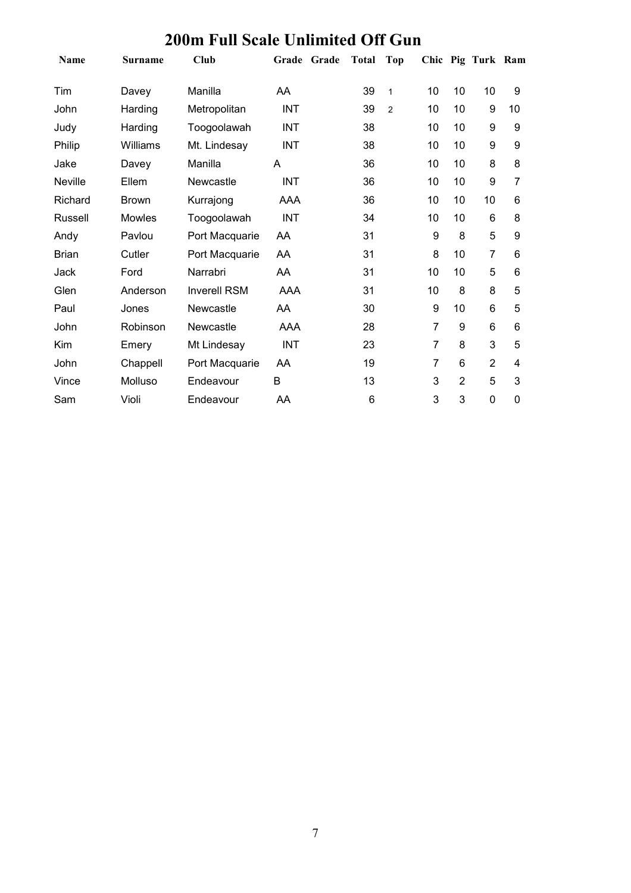# 200m Full Scale Unlimited Off Gun

| Name | Surname | Club | Grade | Grade | Total | Top | Chic | Pig | Turk | Ram |
|---|---|---|---|---|---|---|---|---|---|---|
| Tim | Davey | Manilla | AA | | 39 | 1 | 10 | 10 | 10 | 9 |
| John | Harding | Metropolitan | INT | | 39 | 2 | 10 | 10 | 9 | 10 |
| Judy | Harding | Toogoolawah | INT | | 38 | | 10 | 10 | 9 | 9 |
| Philip | Williams | Mt. Lindesay | INT | | 38 | | 10 | 10 | 9 | 9 |
| Jake | Davey | Manilla | A | | 36 | | 10 | 10 | 8 | 8 |
| Neville | Ellem | Newcastle | INT | | 36 | | 10 | 10 | 9 | 7 |
| Richard | Brown | Kurrajong | AAA | | 36 | | 10 | 10 | 10 | 6 |
| Russell | Mowles | Toogoolawah | INT | | 34 | | 10 | 10 | 6 | 8 |
| Andy | Pavlou | Port Macquarie | AA | | 31 | | 9 | 8 | 5 | 9 |
| Brian | Cutler | Port Macquarie | AA | | 31 | | 8 | 10 | 7 | 6 |
| Jack | Ford | Narrabri | AA | | 31 | | 10 | 10 | 5 | 6 |
| Glen | Anderson | Inverell RSM | AAA | | 31 | | 10 | 8 | 8 | 5 |
| Paul | Jones | Newcastle | AA | | 30 | | 9 | 10 | 6 | 5 |
| John | Robinson | Newcastle | AAA | | 28 | | 7 | 9 | 6 | 6 |
| Kim | Emery | Mt Lindesay | INT | | 23 | | 7 | 8 | 3 | 5 |
| John | Chappell | Port Macquarie | AA | | 19 | | 7 | 6 | 2 | 4 |
| Vince | Molluso | Endeavour | B | | 13 | | 3 | 2 | 5 | 3 |
| Sam | Violi | Endeavour | AA | | 6 | | 3 | 3 | 0 | 0 |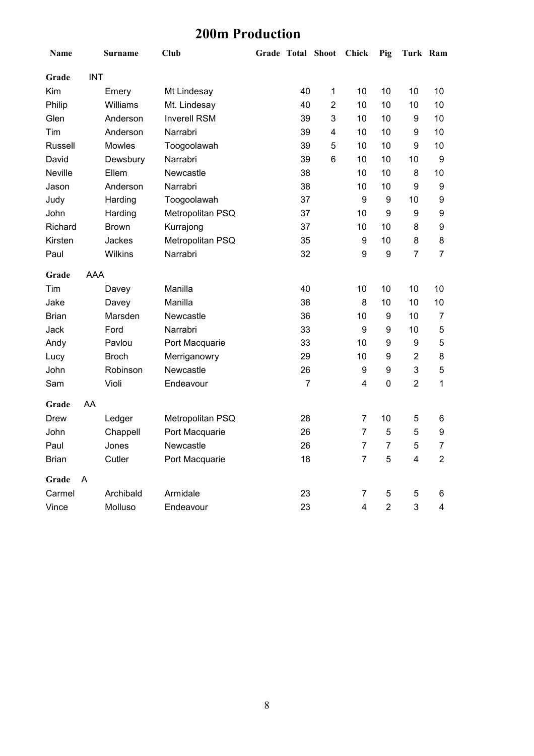# 200m Production

| Name | Surname | Club | Grade | Total | Shoot | Chick | Pig | Turk | Ram |
|---|---|---|---|---|---|---|---|---|---|
| **Grade** | INT | | | | | | | | |
| Kim | Emery | Mt Lindesay | | 40 | 1 | 10 | 10 | 10 | 10 |
| Philip | Williams | Mt. Lindesay | | 40 | 2 | 10 | 10 | 10 | 10 |
| Glen | Anderson | Inverell RSM | | 39 | 3 | 10 | 10 | 9 | 10 |
| Tim | Anderson | Narrabri | | 39 | 4 | 10 | 10 | 9 | 10 |
| Russell | Mowles | Toogoolawah | | 39 | 5 | 10 | 10 | 9 | 10 |
| David | Dewsbury | Narrabri | | 39 | 6 | 10 | 10 | 10 | 9 |
| Neville | Ellem | Newcastle | | 38 | | 10 | 10 | 8 | 10 |
| Jason | Anderson | Narrabri | | 38 | | 10 | 10 | 9 | 9 |
| Judy | Harding | Toogoolawah | | 37 | | 9 | 9 | 10 | 9 |
| John | Harding | Metropolitan PSQ | | 37 | | 10 | 9 | 9 | 9 |
| Richard | Brown | Kurrajong | | 37 | | 10 | 10 | 8 | 9 |
| Kirsten | Jackes | Metropolitan PSQ | | 35 | | 9 | 10 | 8 | 8 |
| Paul | Wilkins | Narrabri | | 32 | | 9 | 9 | 7 | 7 |
| **Grade** | AAA | | | | | | | | |
| Tim | Davey | Manilla | | 40 | | 10 | 10 | 10 | 10 |
| Jake | Davey | Manilla | | 38 | | 8 | 10 | 10 | 10 |
| Brian | Marsden | Newcastle | | 36 | | 10 | 9 | 10 | 7 |
| Jack | Ford | Narrabri | | 33 | | 9 | 9 | 10 | 5 |
| Andy | Pavlou | Port Macquarie | | 33 | | 10 | 9 | 9 | 5 |
| Lucy | Broch | Merriganowry | | 29 | | 10 | 9 | 2 | 8 |
| John | Robinson | Newcastle | | 26 | | 9 | 9 | 3 | 5 |
| Sam | Violi | Endeavour | | 7 | | 4 | 0 | 2 | 1 |
| **Grade** | AA | | | | | | | | |
| Drew | Ledger | Metropolitan PSQ | | 28 | | 7 | 10 | 5 | 6 |
| John | Chappell | Port Macquarie | | 26 | | 7 | 5 | 5 | 9 |
| Paul | Jones | Newcastle | | 26 | | 7 | 7 | 5 | 7 |
| Brian | Cutler | Port Macquarie | | 18 | | 7 | 5 | 4 | 2 |
| **Grade** | A | | | | | | | | |
| Carmel | Archibald | Armidale | | 23 | | 7 | 5 | 5 | 6 |
| Vince | Molluso | Endeavour | | 23 | | 4 | 2 | 3 | 4 |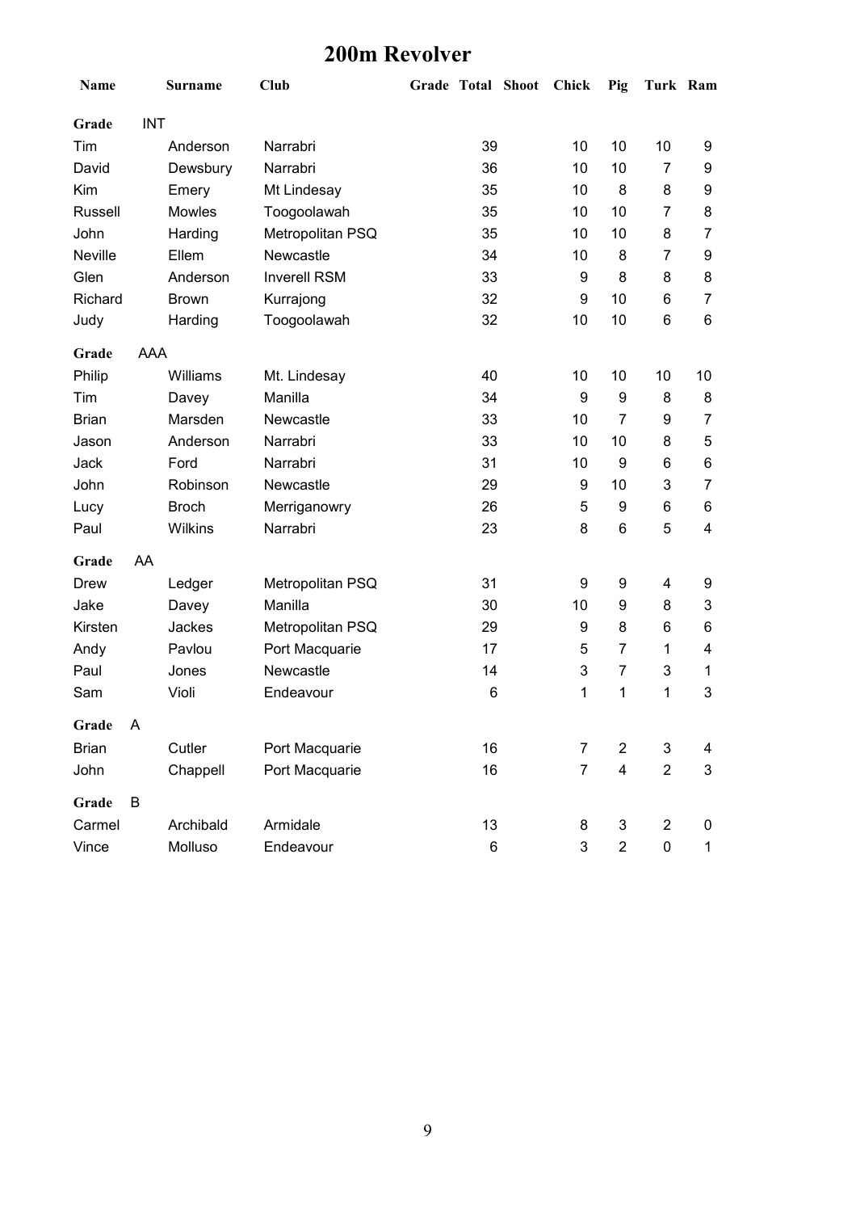# 200m Revolver

| Name | Surname | Club | Grade | Total | Shoot | Chick | Pig | Turk | Ram |
|---|---|---|---|---|---|---|---|---|---|
| **Grade** INT | | | | | | | | | |
| Tim | Anderson | Narrabri | | 39 | | 10 | 10 | 10 | 9 |
| David | Dewsbury | Narrabri | | 36 | | 10 | 10 | 7 | 9 |
| Kim | Emery | Mt Lindesay | | 35 | | 10 | 8 | 8 | 9 |
| Russell | Mowles | Toogoolawah | | 35 | | 10 | 10 | 7 | 8 |
| John | Harding | Metropolitan PSQ | | 35 | | 10 | 10 | 8 | 7 |
| Neville | Ellem | Newcastle | | 34 | | 10 | 8 | 7 | 9 |
| Glen | Anderson | Inverell RSM | | 33 | | 9 | 8 | 8 | 8 |
| Richard | Brown | Kurrajong | | 32 | | 9 | 10 | 6 | 7 |
| Judy | Harding | Toogoolawah | | 32 | | 10 | 10 | 6 | 6 |
| **Grade** AAA | | | | | | | | | |
| Philip | Williams | Mt. Lindesay | | 40 | | 10 | 10 | 10 | 10 |
| Tim | Davey | Manilla | | 34 | | 9 | 9 | 8 | 8 |
| Brian | Marsden | Newcastle | | 33 | | 10 | 7 | 9 | 7 |
| Jason | Anderson | Narrabri | | 33 | | 10 | 10 | 8 | 5 |
| Jack | Ford | Narrabri | | 31 | | 10 | 9 | 6 | 6 |
| John | Robinson | Newcastle | | 29 | | 9 | 10 | 3 | 7 |
| Lucy | Broch | Merriganowry | | 26 | | 5 | 9 | 6 | 6 |
| Paul | Wilkins | Narrabri | | 23 | | 8 | 6 | 5 | 4 |
| **Grade** AA | | | | | | | | | |
| Drew | Ledger | Metropolitan PSQ | | 31 | | 9 | 9 | 4 | 9 |
| Jake | Davey | Manilla | | 30 | | 10 | 9 | 8 | 3 |
| Kirsten | Jackes | Metropolitan PSQ | | 29 | | 9 | 8 | 6 | 6 |
| Andy | Pavlou | Port Macquarie | | 17 | | 5 | 7 | 1 | 4 |
| Paul | Jones | Newcastle | | 14 | | 3 | 7 | 3 | 1 |
| Sam | Violi | Endeavour | | 6 | | 1 | 1 | 1 | 3 |
| **Grade** A | | | | | | | | | |
| Brian | Cutler | Port Macquarie | | 16 | | 7 | 2 | 3 | 4 |
| John | Chappell | Port Macquarie | | 16 | | 7 | 4 | 2 | 3 |
| **Grade** B | | | | | | | | | |
| Carmel | Archibald | Armidale | | 13 | | 8 | 3 | 2 | 0 |
| Vince | Molluso | Endeavour | | 6 | | 3 | 2 | 0 | 1 |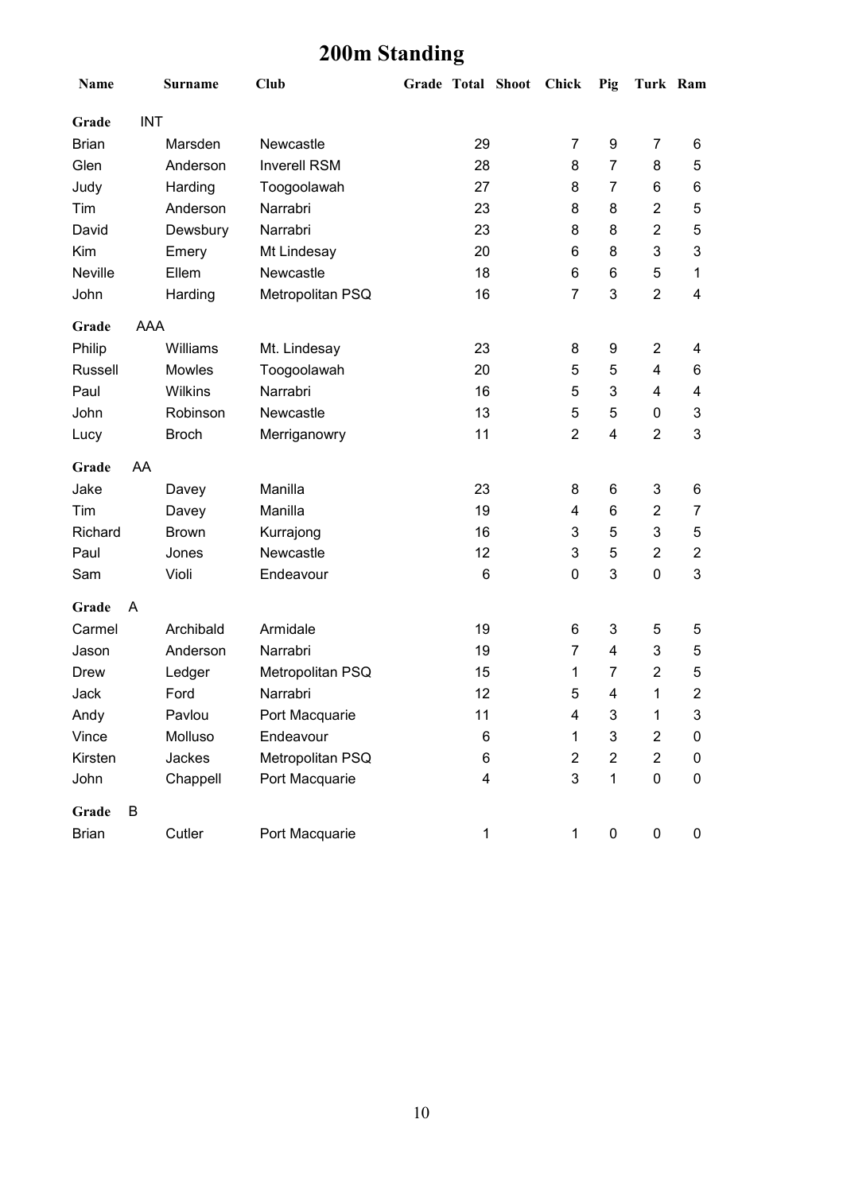# 200m Standing

| Name | Surname | Club | Grade | Total | Shoot | Chick | Pig | Turk | Ram |
|---|---|---|---|---|---|---|---|---|---|
| **Grade** | INT | | | | | | | | |
| Brian | Marsden | Newcastle | | 29 | | 7 | 9 | 7 | 6 |
| Glen | Anderson | Inverell RSM | | 28 | | 8 | 7 | 8 | 5 |
| Judy | Harding | Toogoolawah | | 27 | | 8 | 7 | 6 | 6 |
| Tim | Anderson | Narrabri | | 23 | | 8 | 8 | 2 | 5 |
| David | Dewsbury | Narrabri | | 23 | | 8 | 8 | 2 | 5 |
| Kim | Emery | Mt Lindesay | | 20 | | 6 | 8 | 3 | 3 |
| Neville | Ellem | Newcastle | | 18 | | 6 | 6 | 5 | 1 |
| John | Harding | Metropolitan PSQ | | 16 | | 7 | 3 | 2 | 4 |
| **Grade** | AAA | | | | | | | | |
| Philip | Williams | Mt. Lindesay | | 23 | | 8 | 9 | 2 | 4 |
| Russell | Mowles | Toogoolawah | | 20 | | 5 | 5 | 4 | 6 |
| Paul | Wilkins | Narrabri | | 16 | | 5 | 3 | 4 | 4 |
| John | Robinson | Newcastle | | 13 | | 5 | 5 | 0 | 3 |
| Lucy | Broch | Merriganowry | | 11 | | 2 | 4 | 2 | 3 |
| **Grade** | AA | | | | | | | | |
| Jake | Davey | Manilla | | 23 | | 8 | 6 | 3 | 6 |
| Tim | Davey | Manilla | | 19 | | 4 | 6 | 2 | 7 |
| Richard | Brown | Kurrajong | | 16 | | 3 | 5 | 3 | 5 |
| Paul | Jones | Newcastle | | 12 | | 3 | 5 | 2 | 2 |
| Sam | Violi | Endeavour | | 6 | | 0 | 3 | 0 | 3 |
| **Grade** | A | | | | | | | | |
| Carmel | Archibald | Armidale | | 19 | | 6 | 3 | 5 | 5 |
| Jason | Anderson | Narrabri | | 19 | | 7 | 4 | 3 | 5 |
| Drew | Ledger | Metropolitan PSQ | | 15 | | 1 | 7 | 2 | 5 |
| Jack | Ford | Narrabri | | 12 | | 5 | 4 | 1 | 2 |
| Andy | Pavlou | Port Macquarie | | 11 | | 4 | 3 | 1 | 3 |
| Vince | Molluso | Endeavour | | 6 | | 1 | 3 | 2 | 0 |
| Kirsten | Jackes | Metropolitan PSQ | | 6 | | 2 | 2 | 2 | 0 |
| John | Chappell | Port Macquarie | | 4 | | 3 | 1 | 0 | 0 |
| **Grade** | B | | | | | | | | |
| Brian | Cutler | Port Macquarie | | 1 | | 1 | 0 | 0 | 0 |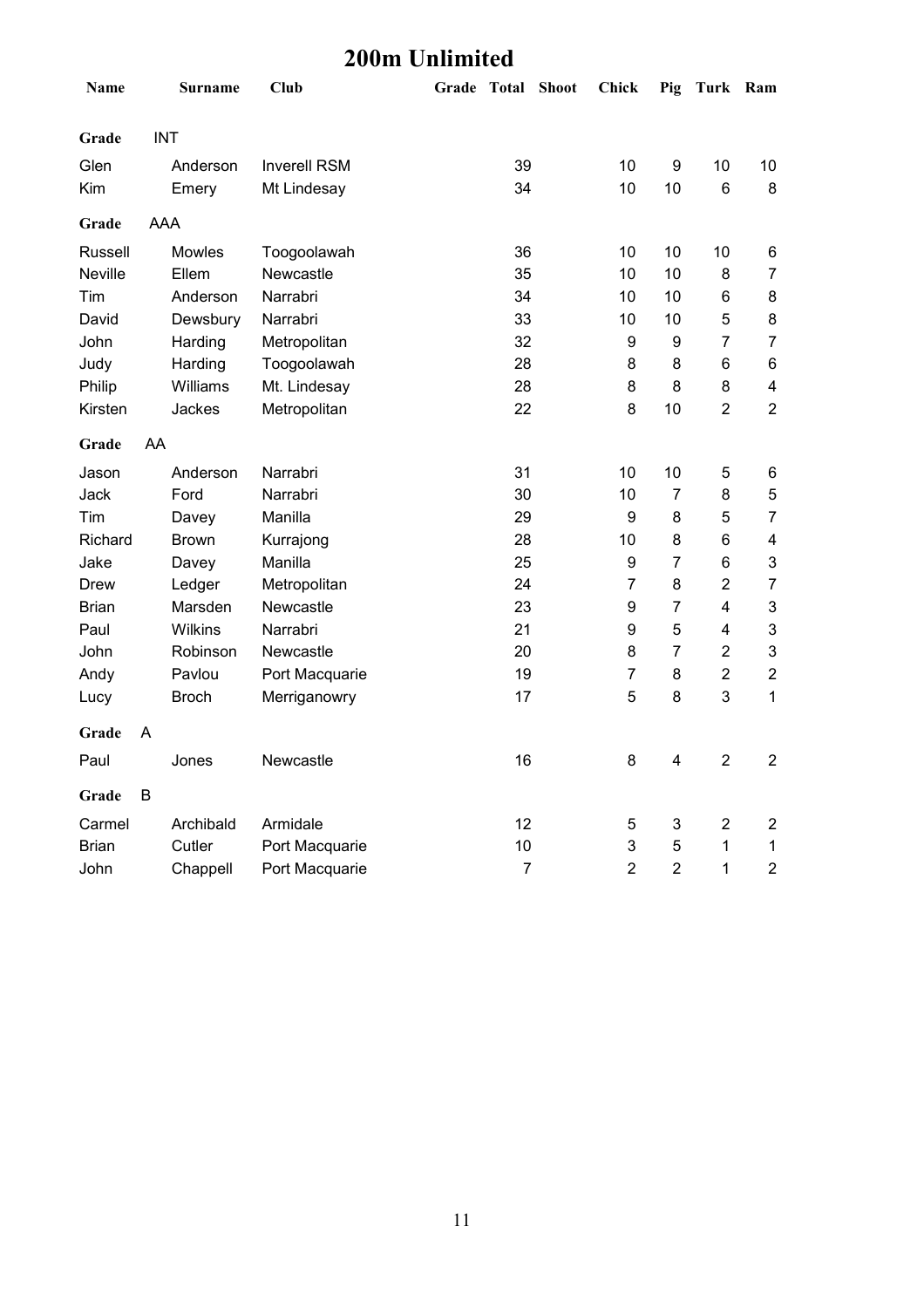# 200m Unlimited

| Name | Surname | Club | Grade | Total | Shoot | Chick | Pig | Turk | Ram |
|---|---|---|---|---|---|---|---|---|---|
| **Grade** | INT | | | | | | | | |
| Glen | Anderson | Inverell RSM | | 39 | | 10 | 9 | 10 | 10 |
| Kim | Emery | Mt Lindesay | | 34 | | 10 | 10 | 6 | 8 |
| **Grade** | AAA | | | | | | | | |
| Russell | Mowles | Toogoolawah | | 36 | | 10 | 10 | 10 | 6 |
| Neville | Ellem | Newcastle | | 35 | | 10 | 10 | 8 | 7 |
| Tim | Anderson | Narrabri | | 34 | | 10 | 10 | 6 | 8 |
| David | Dewsbury | Narrabri | | 33 | | 10 | 10 | 5 | 8 |
| John | Harding | Metropolitan | | 32 | | 9 | 9 | 7 | 7 |
| Judy | Harding | Toogoolawah | | 28 | | 8 | 8 | 6 | 6 |
| Philip | Williams | Mt. Lindesay | | 28 | | 8 | 8 | 8 | 4 |
| Kirsten | Jackes | Metropolitan | | 22 | | 8 | 10 | 2 | 2 |
| **Grade** | AA | | | | | | | | |
| Jason | Anderson | Narrabri | | 31 | | 10 | 10 | 5 | 6 |
| Jack | Ford | Narrabri | | 30 | | 10 | 7 | 8 | 5 |
| Tim | Davey | Manilla | | 29 | | 9 | 8 | 5 | 7 |
| Richard | Brown | Kurrajong | | 28 | | 10 | 8 | 6 | 4 |
| Jake | Davey | Manilla | | 25 | | 9 | 7 | 6 | 3 |
| Drew | Ledger | Metropolitan | | 24 | | 7 | 8 | 2 | 7 |
| Brian | Marsden | Newcastle | | 23 | | 9 | 7 | 4 | 3 |
| Paul | Wilkins | Narrabri | | 21 | | 9 | 5 | 4 | 3 |
| John | Robinson | Newcastle | | 20 | | 8 | 7 | 2 | 3 |
| Andy | Pavlou | Port Macquarie | | 19 | | 7 | 8 | 2 | 2 |
| Lucy | Broch | Merriganowry | | 17 | | 5 | 8 | 3 | 1 |
| **Grade** | A | | | | | | | | |
| Paul | Jones | Newcastle | | 16 | | 8 | 4 | 2 | 2 |
| **Grade** | B | | | | | | | | |
| Carmel | Archibald | Armidale | | 12 | | 5 | 3 | 2 | 2 |
| Brian | Cutler | Port Macquarie | | 10 | | 3 | 5 | 1 | 1 |
| John | Chappell | Port Macquarie | | 7 | | 2 | 2 | 1 | 2 |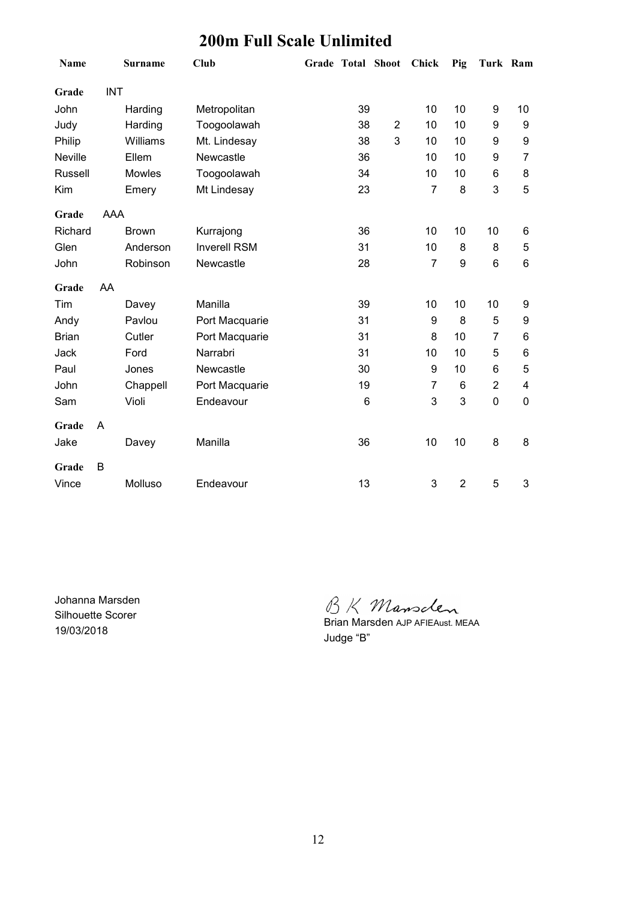# 200m Full Scale Unlimited

| Name | Surname | Club | Grade | Total | Shoot | Chick | Pig | Turk | Ram |
|---|---|---|---|---|---|---|---|---|---|
| **Grade** | INT | | | | | | | | |
| John | Harding | Metropolitan | | 39 | | 10 | 10 | 9 | 10 |
| Judy | Harding | Toogoolawah | | 38 | 2 | 10 | 10 | 9 | 9 |
| Philip | Williams | Mt. Lindesay | | 38 | 3 | 10 | 10 | 9 | 9 |
| Neville | Ellem | Newcastle | | 36 | | 10 | 10 | 9 | 7 |
| Russell | Mowles | Toogoolawah | | 34 | | 10 | 10 | 6 | 8 |
| Kim | Emery | Mt Lindesay | | 23 | | 7 | 8 | 3 | 5 |
| **Grade** | AAA | | | | | | | | |
| Richard | Brown | Kurrajong | | 36 | | 10 | 10 | 10 | 6 |
| Glen | Anderson | Inverell RSM | | 31 | | 10 | 8 | 8 | 5 |
| John | Robinson | Newcastle | | 28 | | 7 | 9 | 6 | 6 |
| **Grade** | AA | | | | | | | | |
| Tim | Davey | Manilla | | 39 | | 10 | 10 | 10 | 9 |
| Andy | Pavlou | Port Macquarie | | 31 | | 9 | 8 | 5 | 9 |
| Brian | Cutler | Port Macquarie | | 31 | | 8 | 10 | 7 | 6 |
| Jack | Ford | Narrabri | | 31 | | 10 | 10 | 5 | 6 |
| Paul | Jones | Newcastle | | 30 | | 9 | 10 | 6 | 5 |
| John | Chappell | Port Macquarie | | 19 | | 7 | 6 | 2 | 4 |
| Sam | Violi | Endeavour | | 6 | | 3 | 3 | 0 | 0 |
| **Grade** | A | | | | | | | | |
| Jake | Davey | Manilla | | 36 | | 10 | 10 | 8 | 8 |
| **Grade** | B | | | | | | | | |
| Vince | Molluso | Endeavour | | 13 | | 3 | 2 | 5 | 3 |

Johanna Marsden
Silhouette Scorer
19/03/2018

B K Marsden
Brian Marsden AJP AFIEAust. MEAA
Judge "B"